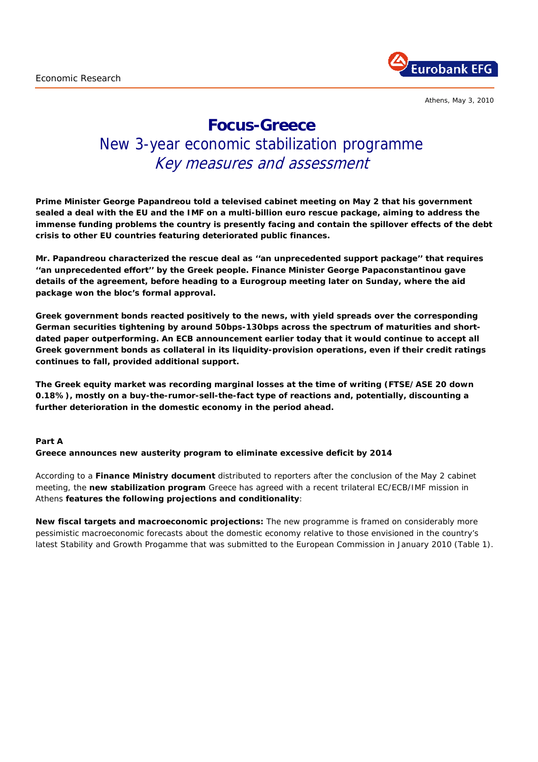Economic Research

Athens, May 3, 2010

# Focus-Greece

## New 3-year economic stabilization programme

### *Key measures and assessment*

**Prime Minister George Papandreou told a televised cabinet meeting on May 2 that his government sealed a deal with the EU and the IMF on a multi-billion euro rescue package, aiming to address the immense funding problems the country is presently facing and contain the spillover effects of the debt crisis to other EU countries featuring deteriorated public finances.**

**Mr. Papandreou characterized the rescue deal as ''an unprecedented support package'' that requires ''an unprecedented effort'' by the Greek people. Finance Minister George Papaconstantinou gave details of the agreement, before heading to a Eurogroup meeting later on Sunday, where the aid package won the bloc's formal approval.**

**Greek government bonds reacted positively to the news, with yield spreads over the corresponding German securities tightening by around 50bps-130bps across the spectrum of maturities and short-dated paper outperforming. An ECB announcement earlier today that it would continue to accept all Greek government bonds as collateral in its liquidity-provision operations, even if their credit ratings continues to fall, provided additional support.**

**The Greek equity market was recording marginal losses at the time of writing (FTSE/ASE 20 down 0.18%), mostly on a buy-the-rumor-sell-the-fact type of reactions and, potentially, discounting a further deterioration in the domestic economy in the period ahead.**

**Part A**

**Greece announces new austerity program to eliminate excessive deficit by 2014**

According to a **Finance Ministry document** distributed to reporters after the conclusion of the May 2 cabinet meeting, the **new stabilization program** Greece has agreed with a recent trilateral EC/ECB/IMF mission in Athens **features the following projections and conditionality**:

**New fiscal targets and macroeconomic projections:** The new programme is framed on considerably more pessimistic macroeconomic forecasts about the domestic economy relative to those envisioned in the country's latest Stability and Growth Progamme that was submitted to the European Commission in January 2010 (Table 1).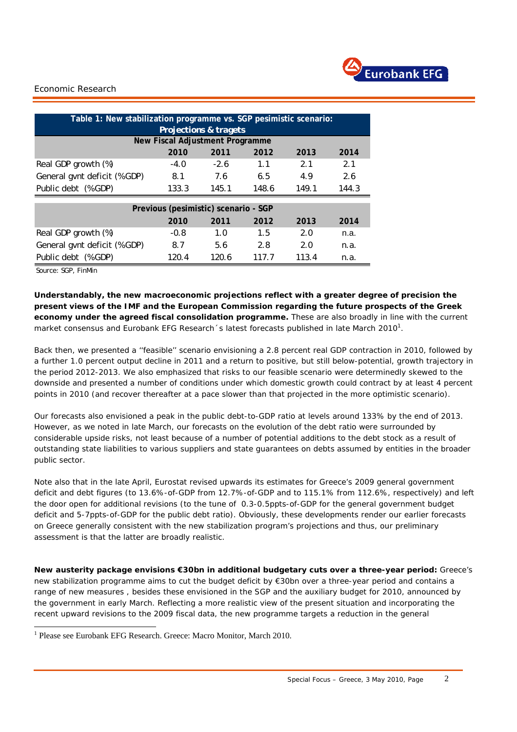| Table 1: New stabilization programme vs. SGP pesimistic scenario: Projections & tragets | | | | | |
|---|---|---|---|---|---|
| **New Fiscal Adjustment Programme** | | | | | |
| | **2010** | **2011** | **2012** | **2013** | **2014** |
| Real GDP growth (%) | -4.0 | -2.6 | 1.1 | 2.1 | 2.1 |
| General gvnt deficit (%GDP) | 8.1 | 7.6 | 6.5 | 4.9 | 2.6 |
| Public debt (%GDP) | 133.3 | 145.1 | 148.6 | 149.1 | 144.3 |
| **Previous (pesimistic) scenario - SGP** | | | | | |
| | **2010** | **2011** | **2012** | **2013** | **2014** |
| Real GDP growth (%) | -0.8 | 1.0 | 1.5 | 2.0 | n.a. |
| General gvnt deficit (%GDP) | 8.7 | 5.6 | 2.8 | 2.0 | n.a. |
| Public debt (%GDP) | 120.4 | 120.6 | 117.7 | 113.4 | n.a. |

Source: SGP, FinMin

**Understandably, the new macroeconomic projections reflect with a greater degree of precision the present views of the IMF and the European Commission regarding the future prospects of the Greek economy under the agreed fiscal consolidation programme.** These are also broadly in line with the current market consensus and Eurobank EFG Research´s latest forecasts published in late March 2010[1].

Back then, we presented a ''feasible'' scenario envisioning a 2.8 percent real GDP contraction in 2010, followed by a further 1.0 percent output decline in 2011 and a return to positive, but still below-potential, growth trajectory in the period 2012-2013. We also emphasized that risks to our feasible scenario were determinedly skewed to the downside and presented a number of conditions under which domestic growth could contract by at least 4 percent points in 2010 (and recover thereafter at a pace slower than that projected in the more optimistic scenario).

Our forecasts also envisioned a peak in the public debt-to-GDP ratio at levels around 133% by the end of 2013. However, as we noted in late March, our forecasts on the evolution of the debt ratio were surrounded by considerable upside risks, not least because of a number of potential additions to the debt stock as a result of outstanding state liabilities to various suppliers and state guarantees on debts assumed by entities in the broader public sector.

Note also that in the late April, Eurostat revised upwards its estimates for Greece's 2009 general government deficit and debt figures (to 13.6%-of-GDP from 12.7%-of-GDP and to 115.1% from 112.6%, respectively) and left the door open for additional revisions (to the tune of 0.3-0.5ppts-of-GDP for the general government budget deficit and 5-7ppts-of-GDP for the public debt ratio). Obviously, these developments render our earlier forecasts on Greece generally consistent with the new stabilization program's projections and thus, our preliminary assessment is that the latter are broadly realistic.

**New austerity package envisions €30bn in additional budgetary cuts over a three-year period:** Greece's new stabilization programme aims to cut the budget deficit by €30bn over a three-year period and contains a range of new measures , besides these envisioned in the SGP and the auxiliary budget for 2010, announced by the government in early March. Reflecting a more realistic view of the present situation and incorporating the recent upward revisions to the 2009 fiscal data, the new programme targets a reduction in the general

[1] Please see Eurobank EFG Research. Greece: Macro Monitor, March 2010.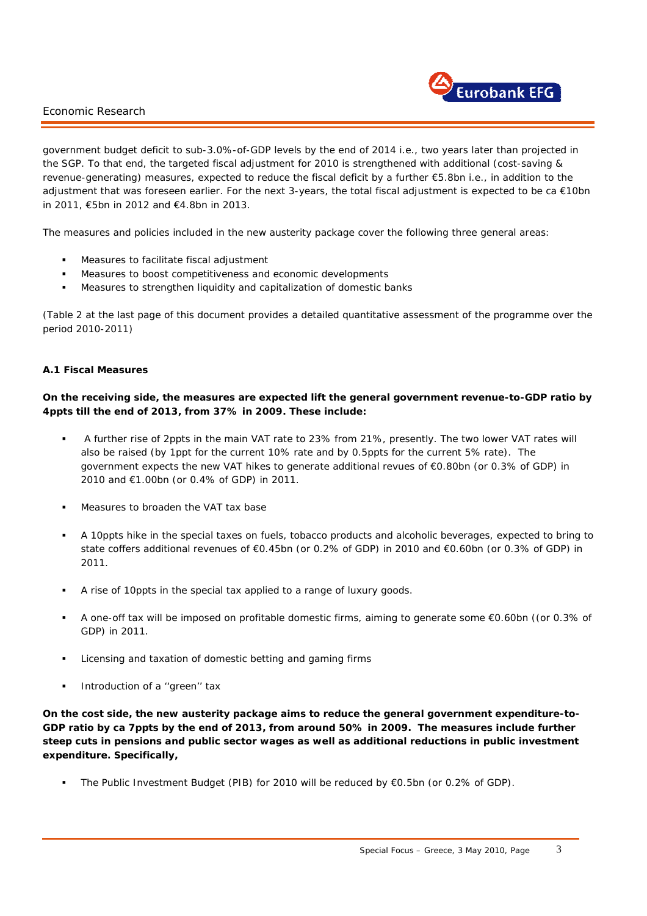government budget deficit to sub-3.0%-of-GDP levels by the end of 2014 i.e., two years later than projected in the SGP. To that end, the targeted fiscal adjustment for 2010 is strengthened with additional (cost-saving & revenue-generating) measures, expected to reduce the fiscal deficit by a further €5.8bn i.e., in addition to the adjustment that was foreseen earlier. For the next 3-years, the total fiscal adjustment is expected to be ca €10bn in 2011, €5bn in 2012 and €4.8bn in 2013.

The measures and policies included in the new austerity package cover the following three general areas:

- Measures to facilitate fiscal adjustment
- Measures to boost competitiveness and economic developments
- Measures to strengthen liquidity and capitalization of domestic banks

*(Table 2 at the last page of this document provides a detailed quantitative assessment of the programme over the period 2010-2011)*

**A.1 Fiscal Measures**

**On the receiving side, the measures are expected lift the general government revenue-to-GDP ratio by 4ppts till the end of 2013, from 37% in 2009. These include:**

- A further rise of 2ppts in the main VAT rate to 23% from 21%, presently. The two lower VAT rates will also be raised (by 1ppt for the current 10% rate and by 0.5ppts for the current 5% rate). The government expects the new VAT hikes to generate additional revues of €0.80bn (or 0.3% of GDP) in 2010 and €1.00bn (or 0.4% of GDP) in 2011.

- Measures to broaden the VAT tax base

- A 10ppts hike in the special taxes on fuels, tobacco products and alcoholic beverages, expected to bring to state coffers additional revenues of €0.45bn (or 0.2% of GDP) in 2010 and €0.60bn (or 0.3% of GDP) in 2011.

- A rise of 10ppts in the special tax applied to a range of luxury goods.

- A one-off tax will be imposed on profitable domestic firms, aiming to generate some €0.60bn ((or 0.3% of GDP) in 2011.

- Licensing and taxation of domestic betting and gaming firms

- Introduction of a ''green'' tax

**On the cost side, the new austerity package aims to reduce the general government expenditure-to-GDP ratio by ca 7ppts by the end of 2013, from around 50% in 2009. The measures include further steep cuts in pensions and public sector wages as well as additional reductions in public investment expenditure. Specifically,**

- The Public Investment Budget (PIB) for 2010 will be reduced by €0.5bn (or 0.2% of GDP).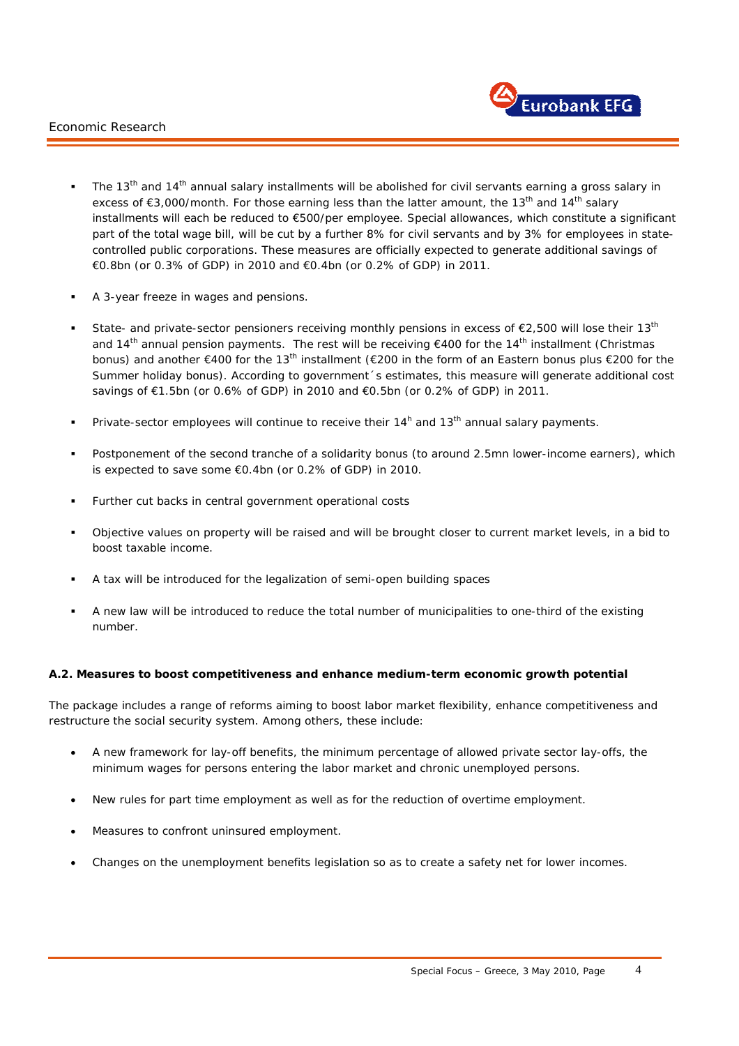- The 13th and 14th annual salary installments will be abolished for civil servants earning a gross salary in excess of €3,000/month. For those earning less than the latter amount, the 13th and 14th salary installments will each be reduced to €500/per employee. Special allowances, which constitute a significant part of the total wage bill, will be cut by a further 8% for civil servants and by 3% for employees in state-controlled public corporations. These measures are officially expected to generate additional savings of €0.8bn (or 0.3% of GDP) in 2010 and €0.4bn (or 0.2% of GDP) in 2011.

- A 3-year freeze in wages and pensions.

- State- and private-sector pensioners receiving monthly pensions in excess of €2,500 will lose their 13th and 14th annual pension payments. The rest will be receiving €400 for the 14th installment (Christmas bonus) and another €400 for the 13th installment (€200 in the form of an Eastern bonus plus €200 for the Summer holiday bonus). According to government´s estimates, this measure will generate additional cost savings of €1.5bn (or 0.6% of GDP) in 2010 and €0.5bn (or 0.2% of GDP) in 2011.

- Private-sector employees will continue to receive their 14h and 13th annual salary payments.

- Postponement of the second tranche of a solidarity bonus (to around 2.5mn lower-income earners), which is expected to save some €0.4bn (or 0.2% of GDP) in 2010.

- Further cut backs in central government operational costs

- Objective values on property will be raised and will be brought closer to current market levels, in a bid to boost taxable income.

- A tax will be introduced for the legalization of semi-open building spaces

- A new law will be introduced to reduce the total number of municipalities to one-third of the existing number.

**A.2. Measures to boost competitiveness and enhance medium-term economic growth potential**

The package includes a range of reforms aiming to boost labor market flexibility, enhance competitiveness and restructure the social security system. Among others, these include:

- A new framework for lay-off benefits, the minimum percentage of allowed private sector lay-offs, the minimum wages for persons entering the labor market and chronic unemployed persons.

- New rules for part time employment as well as for the reduction of overtime employment.

- Measures to confront uninsured employment.

- Changes on the unemployment benefits legislation so as to create a safety net for lower incomes.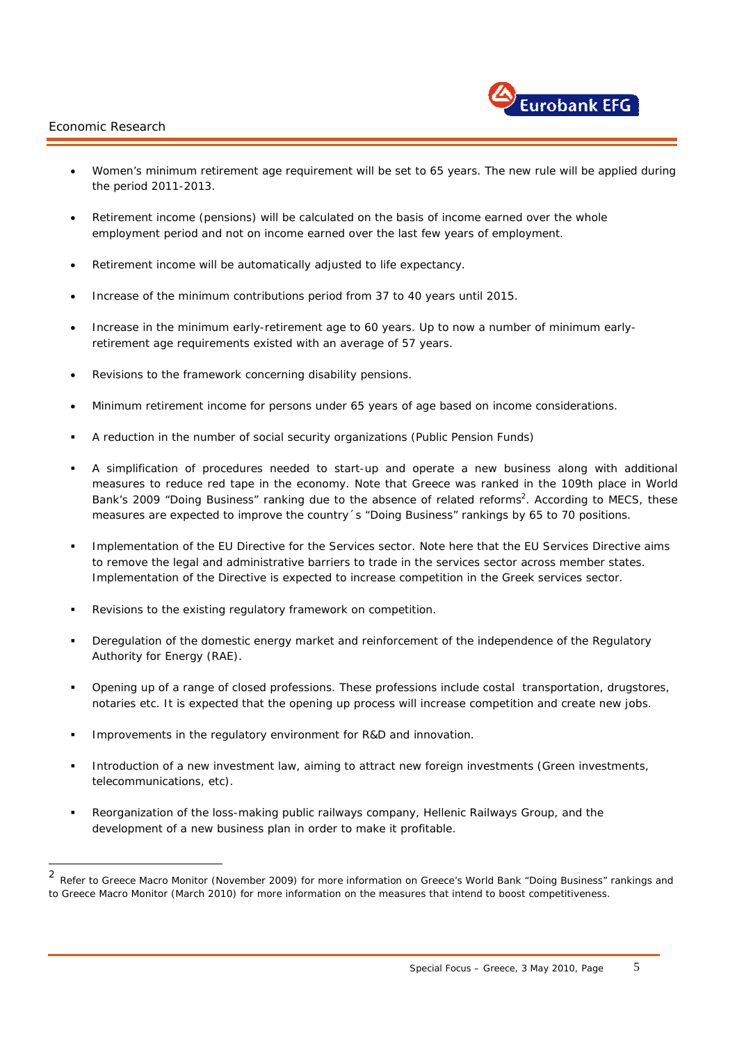- Women's minimum retirement age requirement will be set to 65 years. The new rule will be applied during the period 2011-2013.

- Retirement income (pensions) will be calculated on the basis of income earned over the whole employment period and not on income earned over the last few years of employment.

- Retirement income will be automatically adjusted to life expectancy.

- Increase of the minimum contributions period from 37 to 40 years until 2015.

- Increase in the minimum early-retirement age to 60 years. Up to now a number of minimum early-retirement age requirements existed with an average of 57 years.

- Revisions to the framework concerning disability pensions.

- Minimum retirement income for persons under 65 years of age based on income considerations.

- A reduction in the number of social security organizations (Public Pension Funds)

- A simplification of procedures needed to start-up and operate a new business along with additional measures to reduce red tape in the economy. Note that Greece was ranked in the 109th place in World Bank's 2009 "Doing Business" ranking due to the absence of related reforms[2]. According to MECS, these measures are expected to improve the country´s "Doing Business" rankings by 65 to 70 positions.

- Implementation of the EU Directive for the Services sector. Note here that the EU Services Directive aims to remove the legal and administrative barriers to trade in the services sector across member states. Implementation of the Directive is expected to increase competition in the Greek services sector.

- Revisions to the existing regulatory framework on competition.

- Deregulation of the domestic energy market and reinforcement of the independence of the Regulatory Authority for Energy (RAE).

- Opening up of a range of closed professions. These professions include costal transportation, drugstores, notaries etc. It is expected that the opening up process will increase competition and create new jobs.

- Improvements in the regulatory environment for R&D and innovation.

- Introduction of a new investment law, aiming to attract new foreign investments (Green investments, telecommunications, etc).

- Reorganization of the loss-making public railways company, Hellenic Railways Group, and the development of a new business plan in order to make it profitable.

---

[2] Refer to Greece Macro Monitor (November 2009) for more information on Greece's World Bank "Doing Business" rankings and to Greece Macro Monitor (March 2010) for more information on the measures that intend to boost competitiveness.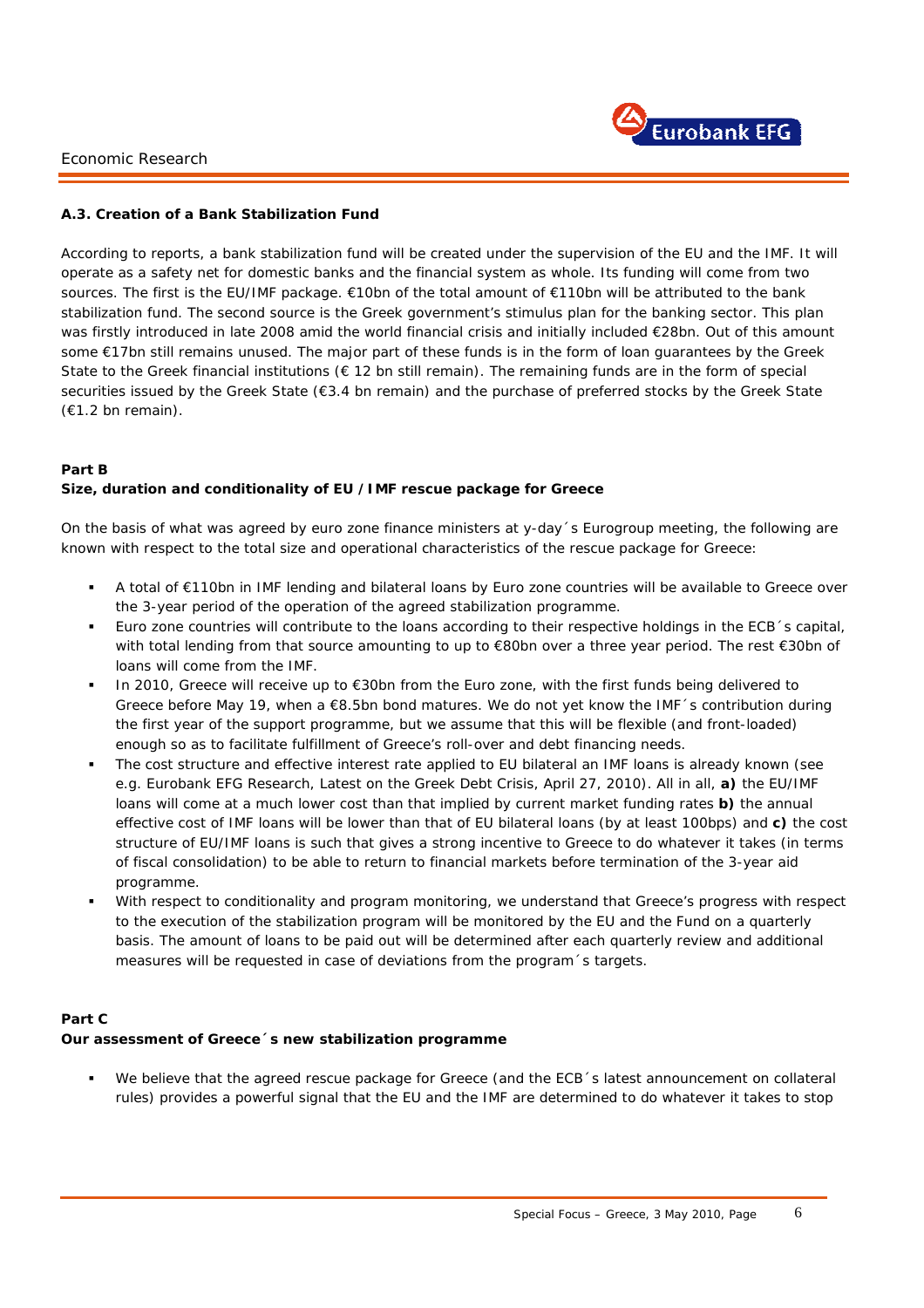### A.3. Creation of a Bank Stabilization Fund

According to reports, a bank stabilization fund will be created under the supervision of the EU and the IMF. It will operate as a safety net for domestic banks and the financial system as whole. Its funding will come from two sources. The first is the EU/IMF package. €10bn of the total amount of €110bn will be attributed to the bank stabilization fund. The second source is the Greek government's stimulus plan for the banking sector. This plan was firstly introduced in late 2008 amid the world financial crisis and initially included €28bn. Out of this amount some €17bn still remains unused. The major part of these funds is in the form of loan guarantees by the Greek State to the Greek financial institutions (€ 12 bn still remain). The remaining funds are in the form of special securities issued by the Greek State (€3.4 bn remain) and the purchase of preferred stocks by the Greek State (€1.2 bn remain).

### Part B
### Size, duration and conditionality of EU /IMF rescue package for Greece

On the basis of what was agreed by euro zone finance ministers at y-day´s Eurogroup meeting, the following are known with respect to the total size and operational characteristics of the rescue package for Greece:

- A total of €110bn in IMF lending and bilateral loans by Euro zone countries will be available to Greece over the 3-year period of the operation of the agreed stabilization programme.
- Euro zone countries will contribute to the loans according to their respective holdings in the ECB´s capital, with total lending from that source amounting to up to €80bn over a three year period. The rest €30bn of loans will come from the IMF.
- In 2010, Greece will receive up to €30bn from the Euro zone, with the first funds being delivered to Greece before May 19, when a €8.5bn bond matures. We do not yet know the IMF´s contribution during the first year of the support programme, but we assume that this will be flexible (and front-loaded) enough so as to facilitate fulfillment of Greece's roll-over and debt financing needs.
- The cost structure and effective interest rate applied to EU bilateral an IMF loans is already known (see e.g. Eurobank EFG Research, Latest on the Greek Debt Crisis, April 27, 2010). All in all, **a)** the EU/IMF loans will come at a much lower cost than that implied by current market funding rates **b)** the annual effective cost of IMF loans will be lower than that of EU bilateral loans (by at least 100bps) and **c)** the cost structure of EU/IMF loans is such that gives a strong incentive to Greece to do whatever it takes (in terms of fiscal consolidation) to be able to return to financial markets before termination of the 3-year aid programme.
- With respect to conditionality and program monitoring, we understand that Greece's progress with respect to the execution of the stabilization program will be monitored by the EU and the Fund on a quarterly basis. The amount of loans to be paid out will be determined after each quarterly review and additional measures will be requested in case of deviations from the program´s targets.

### Part C
### Our assessment of Greece´s new stabilization programme

- We believe that the agreed rescue package for Greece (and the ECB´s latest announcement on collateral rules) provides a powerful signal that the EU and the IMF are determined to do whatever it takes to stop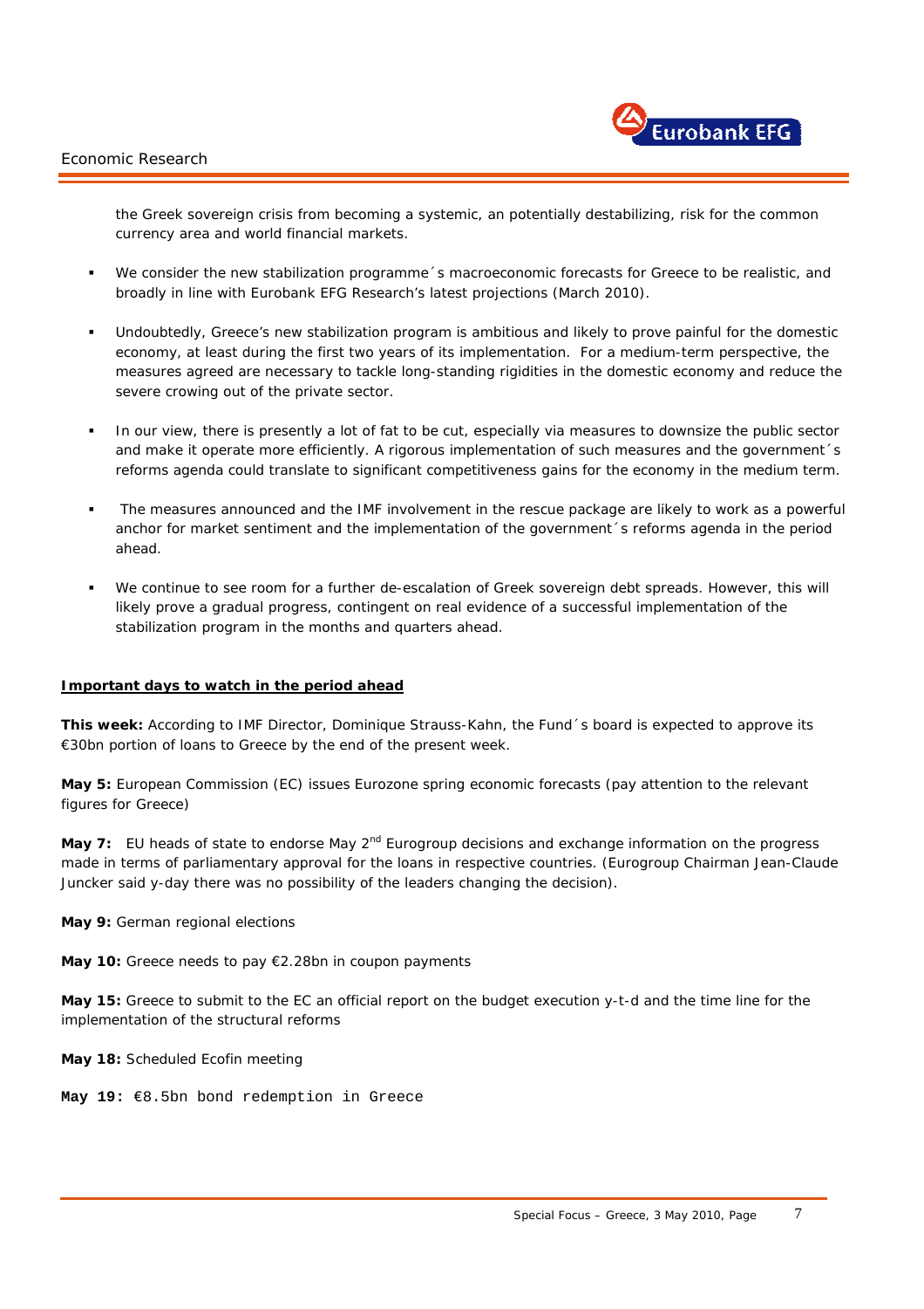the Greek sovereign crisis from becoming a systemic, an potentially destabilizing, risk for the common currency area and world financial markets.

- We consider the new stabilization programme´s macroeconomic forecasts for Greece to be realistic, and broadly in line with Eurobank EFG Research's latest projections (March 2010).

- Undoubtedly, Greece's new stabilization program is ambitious and likely to prove painful for the domestic economy, at least during the first two years of its implementation. For a medium-term perspective, the measures agreed are necessary to tackle long-standing rigidities in the domestic economy and reduce the severe crowing out of the private sector.

- In our view, there is presently a lot of fat to be cut, especially via measures to downsize the public sector and make it operate more efficiently. A rigorous implementation of such measures and the government´s reforms agenda could translate to significant competitiveness gains for the economy in the medium term.

- The measures announced and the IMF involvement in the rescue package are likely to work as a powerful anchor for market sentiment and the implementation of the government´s reforms agenda in the period ahead.

- We continue to see room for a further de-escalation of Greek sovereign debt spreads. However, this will likely prove a gradual progress, contingent on real evidence of a successful implementation of the stabilization program in the months and quarters ahead.

**Important days to watch in the period ahead**

**This week:** According to IMF Director, Dominique Strauss-Kahn, the Fund´s board is expected to approve its €30bn portion of loans to Greece by the end of the present week.

**May 5:** European Commission (EC) issues Eurozone spring economic forecasts (pay attention to the relevant figures for Greece)

**May 7:** EU heads of state to endorse May 2nd Eurogroup decisions and exchange information on the progress made in terms of parliamentary approval for the loans in respective countries. (Eurogroup Chairman Jean-Claude Juncker said y-day there was no possibility of the leaders changing the decision).

**May 9:** German regional elections

**May 10:** Greece needs to pay €2.28bn in coupon payments

**May 15:** Greece to submit to the EC an official report on the budget execution y-t-d and the time line for the implementation of the structural reforms

**May 18:** Scheduled Ecofin meeting

**May 19:** €8.5bn bond redemption in Greece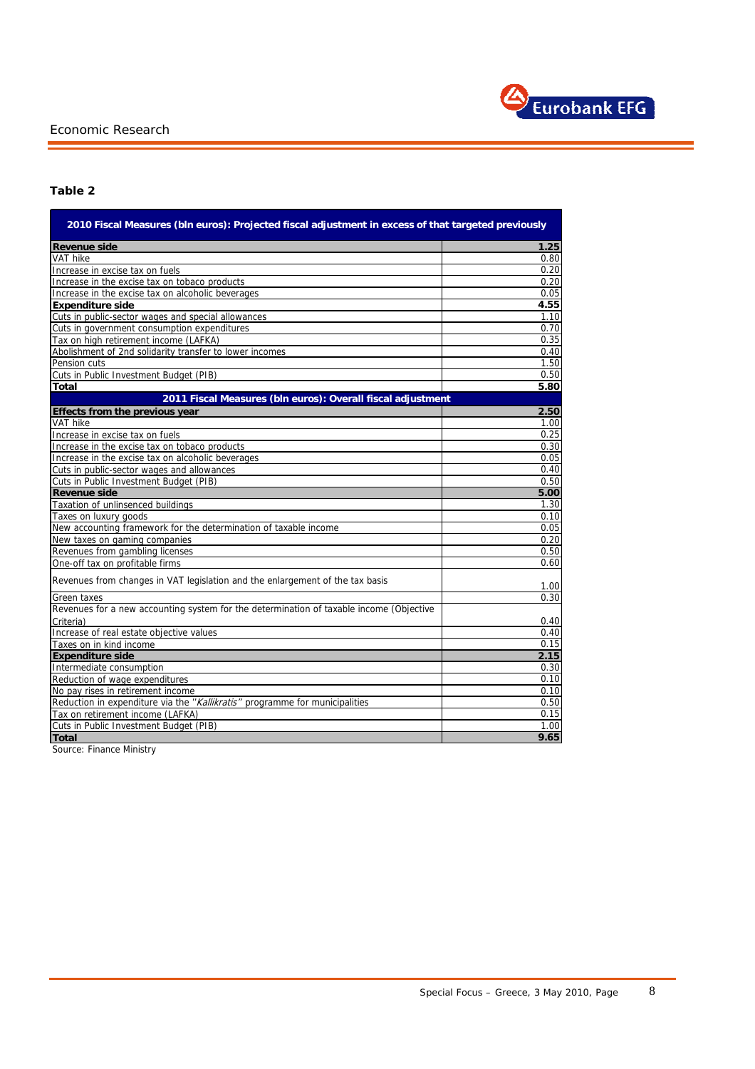**Table 2**

| 2010 Fiscal Measures (bln euros): Projected fiscal adjustment in excess of that targeted previously | |
|---|---|
| **Revenue side** | **1.25** |
| VAT hike | 0.80 |
| Increase in excise tax on fuels | 0.20 |
| Increase in the excise tax on tobaco products | 0.20 |
| Increase in the excise tax on alcoholic beverages | 0.05 |
| **Expenditure side** | **4.55** |
| Cuts in public-sector wages and special allowances | 1.10 |
| Cuts in government consumption expenditures | 0.70 |
| Tax on high retirement income (LAFKA) | 0.35 |
| Abolishment of 2nd solidarity transfer to lower incomes | 0.40 |
| Pension cuts | 1.50 |
| Cuts in Public Investment Budget (PIB) | 0.50 |
| **Total** | **5.80** |
| **2011 Fiscal Measures (bln euros): Overall fiscal adjustment** | |
| **Effects from the previous year** | **2.50** |
| VAT hike | 1.00 |
| Increase in excise tax on fuels | 0.25 |
| Increase in the excise tax on tobaco products | 0.30 |
| Increase in the excise tax on alcoholic beverages | 0.05 |
| Cuts in public-sector wages and allowances | 0.40 |
| Cuts in Public Investment Budget (PIB) | 0.50 |
| **Revenue side** | **5.00** |
| Taxation of unlinsenced buildings | 1.30 |
| Taxes on luxury goods | 0.10 |
| New accounting framework for the determination of taxable income | 0.05 |
| New taxes on gaming companies | 0.20 |
| Revenues from gambling licenses | 0.50 |
| One-off tax on profitable firms | 0.60 |
| Revenues from changes in VAT legislation and the enlargement of the tax basis | 1.00 |
| Green taxes | 0.30 |
| Revenues for a new accounting system for the determination of taxable income (Objective Criteria) | 0.40 |
| Increase of real estate objective values | 0.40 |
| Taxes on in kind income | 0.15 |
| **Expenditure side** | **2.15** |
| Intermediate consumption | 0.30 |
| Reduction of wage expenditures | 0.10 |
| No pay rises in retirement income | 0.10 |
| Reduction in expenditure via the "*Kallikratis*" programme for municipalities | 0.50 |
| Tax on retirement income (LAFKA) | 0.15 |
| Cuts in Public Investment Budget (PIB) | 1.00 |
| **Total** | **9.65** |

Source: Finance Ministry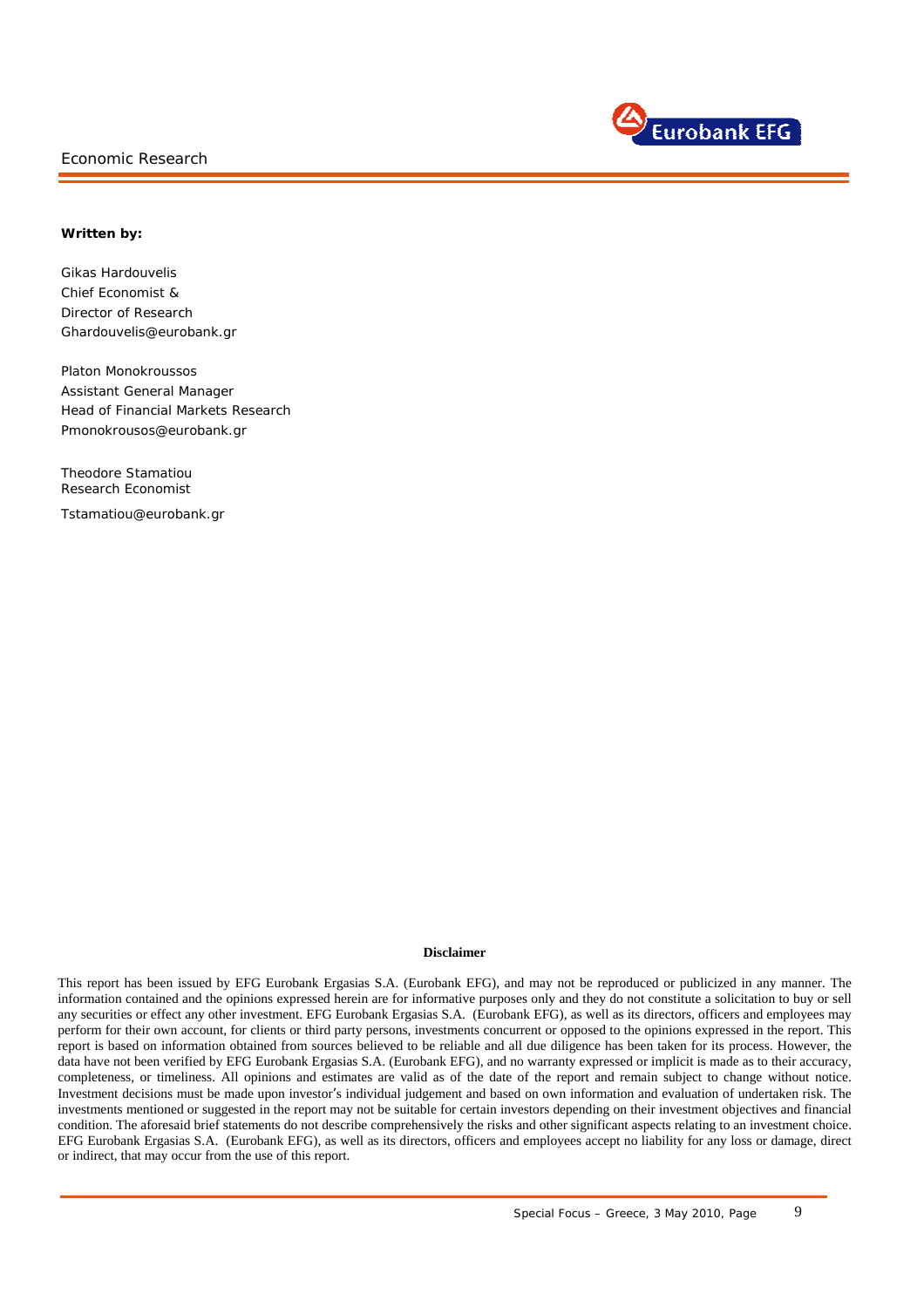**Written by:**

Gikas Hardouvelis
Chief Economist &
Director of Research
Ghardouvelis@eurobank.gr

Platon Monokroussos
Assistant General Manager
Head of Financial Markets Research
Pmonokrousos@eurobank.gr

Theodore Stamatiou
Research Economist
Tstamatiou@eurobank.gr

**Disclaimer**

This report has been issued by EFG Eurobank Ergasias S.A. (Eurobank EFG), and may not be reproduced or publicized in any manner. The information contained and the opinions expressed herein are for informative purposes only and they do not constitute a solicitation to buy or sell any securities or effect any other investment. EFG Eurobank Ergasias S.A. (Eurobank EFG), as well as its directors, officers and employees may perform for their own account, for clients or third party persons, investments concurrent or opposed to the opinions expressed in the report. This report is based on information obtained from sources believed to be reliable and all due diligence has been taken for its process. However, the data have not been verified by EFG Eurobank Ergasias S.A. (Eurobank EFG), and no warranty expressed or implicit is made as to their accuracy, completeness, or timeliness. All opinions and estimates are valid as of the date of the report and remain subject to change without notice. Investment decisions must be made upon investor's individual judgement and based on own information and evaluation of undertaken risk. The investments mentioned or suggested in the report may not be suitable for certain investors depending on their investment objectives and financial condition. The aforesaid brief statements do not describe comprehensively the risks and other significant aspects relating to an investment choice. EFG Eurobank Ergasias S.A. (Eurobank EFG), as well as its directors, officers and employees accept no liability for any loss or damage, direct or indirect, that may occur from the use of this report.